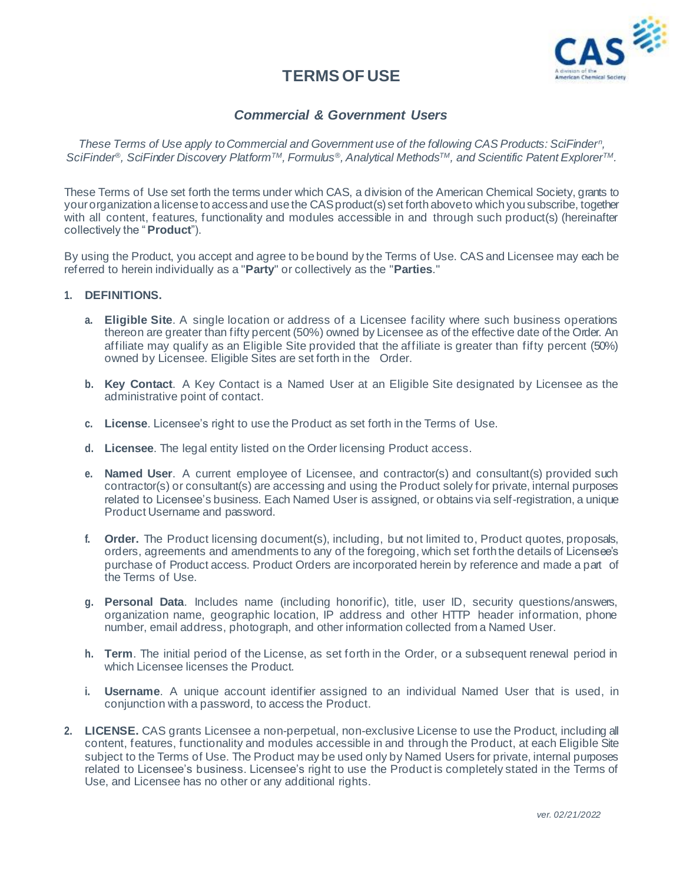# TERMS OF USE

## *Commercial & Government Users*

*These Terms of Use apply to Commercial and Government use of the following CAS Products: SciFinder$^{n}$, SciFinder®, SciFinder Discovery Platform™, Formulus®, Analytical Methods™, and Scientific Patent Explorer™.*

These Terms of Use set forth the terms under which CAS, a division of the American Chemical Society, grants to your organization a license to access and use the CAS product(s) set forth above to which you subscribe, together with all content, features, functionality and modules accessible in and through such product(s) (hereinafter collectively the "**Product**").

By using the Product, you accept and agree to be bound by the Terms of Use. CAS and Licensee may each be referred to herein individually as a "**Party**" or collectively as the "**Parties**."

1. **DEFINITIONS.**

   a. **Eligible Site**. A single location or address of a Licensee facility where such business operations thereon are greater than fifty percent (50%) owned by Licensee as of the effective date of the Order. An affiliate may qualify as an Eligible Site provided that the affiliate is greater than fifty percent (50%) owned by Licensee. Eligible Sites are set forth in the Order.

   b. **Key Contact**. A Key Contact is a Named User at an Eligible Site designated by Licensee as the administrative point of contact.

   c. **License**. Licensee's right to use the Product as set forth in the Terms of Use.

   d. **Licensee**. The legal entity listed on the Order licensing Product access.

   e. **Named User**. A current employee of Licensee, and contractor(s) and consultant(s) provided such contractor(s) or consultant(s) are accessing and using the Product solely for private, internal purposes related to Licensee's business. Each Named User is assigned, or obtains via self-registration, a unique Product Username and password.

   f. **Order.** The Product licensing document(s), including, but not limited to, Product quotes, proposals, orders, agreements and amendments to any of the foregoing, which set forth the details of Licensee's purchase of Product access. Product Orders are incorporated herein by reference and made a part of the Terms of Use.

   g. **Personal Data**. Includes name (including honorific), title, user ID, security questions/answers, organization name, geographic location, IP address and other HTTP header information, phone number, email address, photograph, and other information collected from a Named User.

   h. **Term**. The initial period of the License, as set forth in the Order, or a subsequent renewal period in which Licensee licenses the Product.

   i. **Username**. A unique account identifier assigned to an individual Named User that is used, in conjunction with a password, to access the Product.

2. **LICENSE.** CAS grants Licensee a non-perpetual, non-exclusive License to use the Product, including all content, features, functionality and modules accessible in and through the Product, at each Eligible Site subject to the Terms of Use. The Product may be used only by Named Users for private, internal purposes related to Licensee's business. Licensee's right to use the Product is completely stated in the Terms of Use, and Licensee has no other or any additional rights.

*ver. 02/21/2022*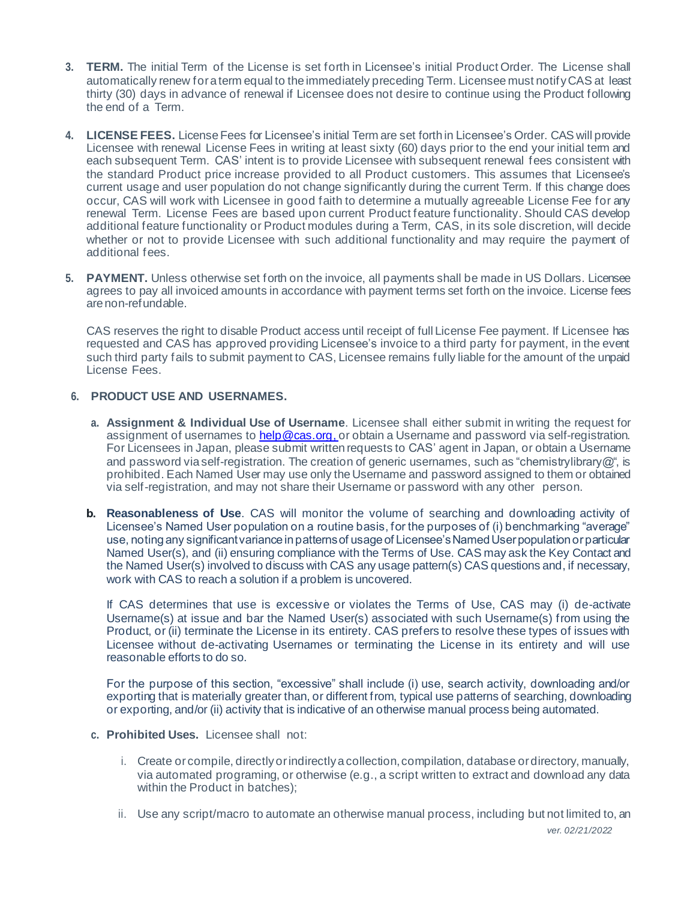3. **TERM.** The initial Term of the License is set forth in Licensee's initial Product Order. The License shall automatically renew for a term equal to the immediately preceding Term. Licensee must notify CAS at least thirty (30) days in advance of renewal if Licensee does not desire to continue using the Product following the end of a Term.

4. **LICENSE FEES.** License Fees for Licensee's initial Term are set forth in Licensee's Order. CAS will provide Licensee with renewal License Fees in writing at least sixty (60) days prior to the end your initial term and each subsequent Term. CAS' intent is to provide Licensee with subsequent renewal fees consistent with the standard Product price increase provided to all Product customers. This assumes that Licensee's current usage and user population do not change significantly during the current Term. If this change does occur, CAS will work with Licensee in good faith to determine a mutually agreeable License Fee for any renewal Term. License Fees are based upon current Product feature functionality. Should CAS develop additional feature functionality or Product modules during a Term, CAS, in its sole discretion, will decide whether or not to provide Licensee with such additional functionality and may require the payment of additional fees.

5. **PAYMENT.** Unless otherwise set forth on the invoice, all payments shall be made in US Dollars. Licensee agrees to pay all invoiced amounts in accordance with payment terms set forth on the invoice. License fees are non-refundable.

   CAS reserves the right to disable Product access until receipt of full License Fee payment. If Licensee has requested and CAS has approved providing Licensee's invoice to a third party for payment, in the event such third party fails to submit payment to CAS, Licensee remains fully liable for the amount of the unpaid License Fees.

6. **PRODUCT USE AND USERNAMES.**

   a. **Assignment & Individual Use of Username**. Licensee shall either submit in writing the request for assignment of usernames to help@cas.org, or obtain a Username and password via self-registration. For Licensees in Japan, please submit written requests to CAS' agent in Japan, or obtain a Username and password via self-registration. The creation of generic usernames, such as "chemistrylibrary@", is prohibited. Each Named User may use only the Username and password assigned to them or obtained via self-registration, and may not share their Username or password with any other person.

   b. **Reasonableness of Use**. CAS will monitor the volume of searching and downloading activity of Licensee's Named User population on a routine basis, for the purposes of (i) benchmarking "average" use, noting any significant variance in patterns of usage of Licensee's Named User population or particular Named User(s), and (ii) ensuring compliance with the Terms of Use. CAS may ask the Key Contact and the Named User(s) involved to discuss with CAS any usage pattern(s) CAS questions and, if necessary, work with CAS to reach a solution if a problem is uncovered.

      If CAS determines that use is excessive or violates the Terms of Use, CAS may (i) de-activate Username(s) at issue and bar the Named User(s) associated with such Username(s) from using the Product, or (ii) terminate the License in its entirety. CAS prefers to resolve these types of issues with Licensee without de-activating Usernames or terminating the License in its entirety and will use reasonable efforts to do so.

      For the purpose of this section, "excessive" shall include (i) use, search activity, downloading and/or exporting that is materially greater than, or different from, typical use patterns of searching, downloading or exporting, and/or (ii) activity that is indicative of an otherwise manual process being automated.

   c. **Prohibited Uses.** Licensee shall not:

      i. Create or compile, directly or indirectly a collection, compilation, database or directory, manually, via automated programing, or otherwise (e.g., a script written to extract and download any data within the Product in batches);

      ii. Use any script/macro to automate an otherwise manual process, including but not limited to, an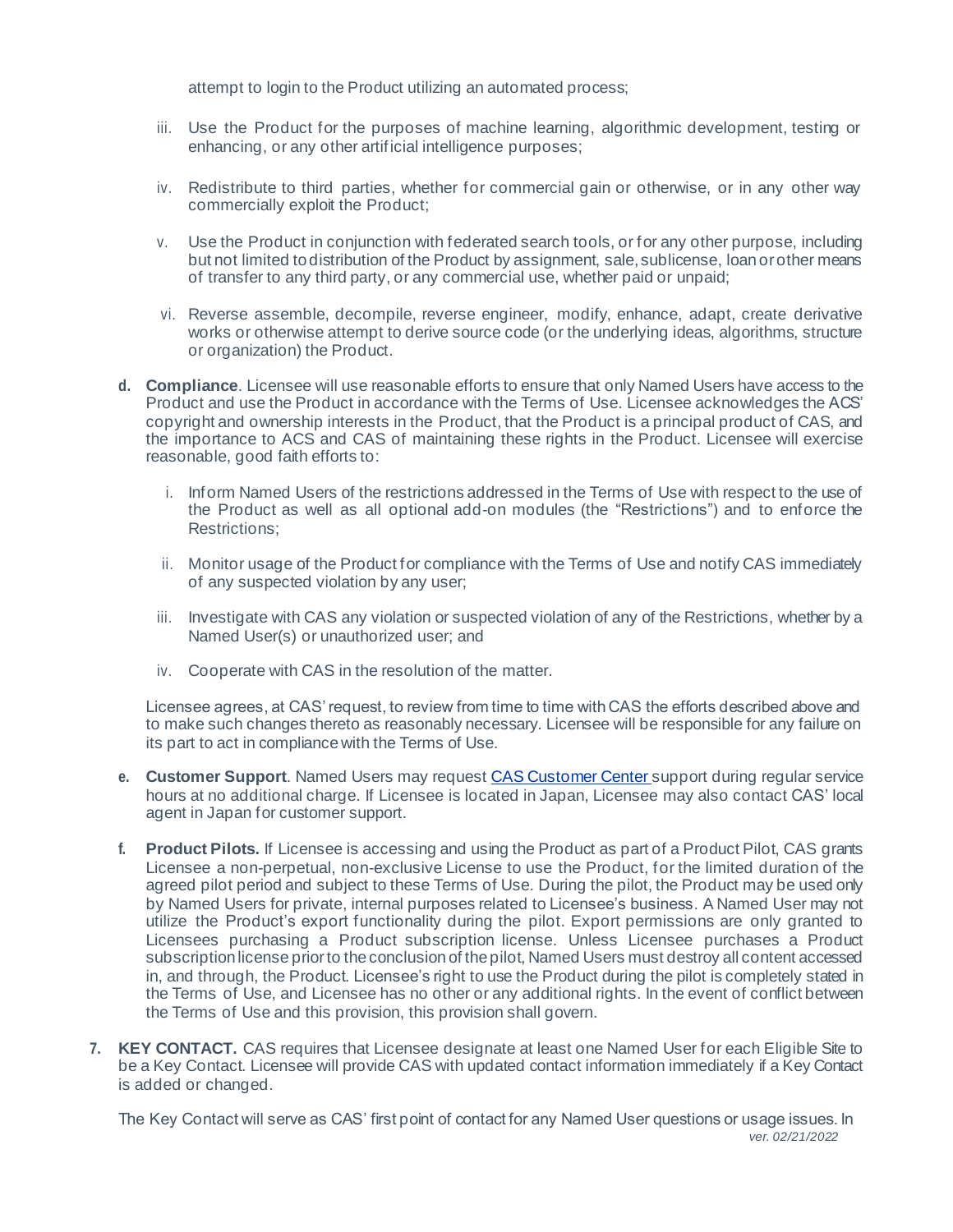attempt to login to the Product utilizing an automated process;

iii. Use the Product for the purposes of machine learning, algorithmic development, testing or enhancing, or any other artificial intelligence purposes;

iv. Redistribute to third parties, whether for commercial gain or otherwise, or in any other way commercially exploit the Product;

v. Use the Product in conjunction with federated search tools, or for any other purpose, including but not limited to distribution of the Product by assignment, sale, sublicense, loan or other means of transfer to any third party, or any commercial use, whether paid or unpaid;

vi. Reverse assemble, decompile, reverse engineer, modify, enhance, adapt, create derivative works or otherwise attempt to derive source code (or the underlying ideas, algorithms, structure or organization) the Product.

**d. Compliance**. Licensee will use reasonable efforts to ensure that only Named Users have access to the Product and use the Product in accordance with the Terms of Use. Licensee acknowledges the ACS' copyright and ownership interests in the Product, that the Product is a principal product of CAS, and the importance to ACS and CAS of maintaining these rights in the Product. Licensee will exercise reasonable, good faith efforts to:

i. Inform Named Users of the restrictions addressed in the Terms of Use with respect to the use of the Product as well as all optional add-on modules (the "Restrictions") and to enforce the Restrictions;

ii. Monitor usage of the Product for compliance with the Terms of Use and notify CAS immediately of any suspected violation by any user;

iii. Investigate with CAS any violation or suspected violation of any of the Restrictions, whether by a Named User(s) or unauthorized user; and

iv. Cooperate with CAS in the resolution of the matter.

Licensee agrees, at CAS' request, to review from time to time with CAS the efforts described above and to make such changes thereto as reasonably necessary. Licensee will be responsible for any failure on its part to act in compliance with the Terms of Use.

**e. Customer Support**. Named Users may request CAS Customer Center support during regular service hours at no additional charge. If Licensee is located in Japan, Licensee may also contact CAS' local agent in Japan for customer support.

**f. Product Pilots.** If Licensee is accessing and using the Product as part of a Product Pilot, CAS grants Licensee a non-perpetual, non-exclusive License to use the Product, for the limited duration of the agreed pilot period and subject to these Terms of Use. During the pilot, the Product may be used only by Named Users for private, internal purposes related to Licensee's business. A Named User may not utilize the Product's export functionality during the pilot. Export permissions are only granted to Licensees purchasing a Product subscription license. Unless Licensee purchases a Product subscription license prior to the conclusion of the pilot, Named Users must destroy all content accessed in, and through, the Product. Licensee's right to use the Product during the pilot is completely stated in the Terms of Use, and Licensee has no other or any additional rights. In the event of conflict between the Terms of Use and this provision, this provision shall govern.

**7. KEY CONTACT.** CAS requires that Licensee designate at least one Named User for each Eligible Site to be a Key Contact. Licensee will provide CAS with updated contact information immediately if a Key Contact is added or changed.

The Key Contact will serve as CAS' first point of contact for any Named User questions or usage issues. In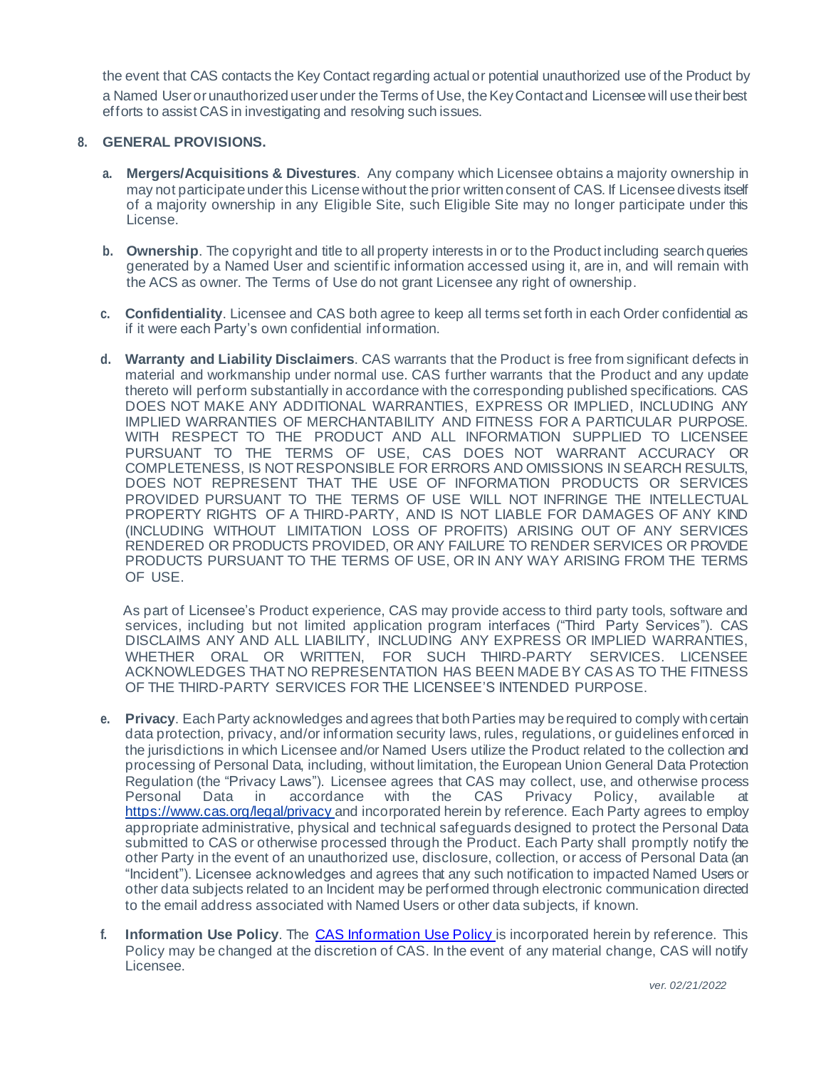the event that CAS contacts the Key Contact regarding actual or potential unauthorized use of the Product by a Named User or unauthorized user under the Terms of Use, the Key Contact and Licensee will use their best efforts to assist CAS in investigating and resolving such issues.

## 8. GENERAL PROVISIONS.

a. **Mergers/Acquisitions & Divestures**. Any company which Licensee obtains a majority ownership in may not participate under this License without the prior written consent of CAS. If Licensee divests itself of a majority ownership in any Eligible Site, such Eligible Site may no longer participate under this License.

b. **Ownership**. The copyright and title to all property interests in or to the Product including search queries generated by a Named User and scientific information accessed using it, are in, and will remain with the ACS as owner. The Terms of Use do not grant Licensee any right of ownership.

c. **Confidentiality**. Licensee and CAS both agree to keep all terms set forth in each Order confidential as if it were each Party's own confidential information.

d. **Warranty and Liability Disclaimers**. CAS warrants that the Product is free from significant defects in material and workmanship under normal use. CAS further warrants that the Product and any update thereto will perform substantially in accordance with the corresponding published specifications. CAS DOES NOT MAKE ANY ADDITIONAL WARRANTIES, EXPRESS OR IMPLIED, INCLUDING ANY IMPLIED WARRANTIES OF MERCHANTABILITY AND FITNESS FOR A PARTICULAR PURPOSE. WITH RESPECT TO THE PRODUCT AND ALL INFORMATION SUPPLIED TO LICENSEE PURSUANT TO THE TERMS OF USE, CAS DOES NOT WARRANT ACCURACY OR COMPLETENESS, IS NOT RESPONSIBLE FOR ERRORS AND OMISSIONS IN SEARCH RESULTS, DOES NOT REPRESENT THAT THE USE OF INFORMATION PRODUCTS OR SERVICES PROVIDED PURSUANT TO THE TERMS OF USE WILL NOT INFRINGE THE INTELLECTUAL PROPERTY RIGHTS OF A THIRD-PARTY, AND IS NOT LIABLE FOR DAMAGES OF ANY KIND (INCLUDING WITHOUT LIMITATION LOSS OF PROFITS) ARISING OUT OF ANY SERVICES RENDERED OR PRODUCTS PROVIDED, OR ANY FAILURE TO RENDER SERVICES OR PROVIDE PRODUCTS PURSUANT TO THE TERMS OF USE, OR IN ANY WAY ARISING FROM THE TERMS OF USE.

   As part of Licensee's Product experience, CAS may provide access to third party tools, software and services, including but not limited application program interfaces ("Third Party Services"). CAS DISCLAIMS ANY AND ALL LIABILITY, INCLUDING ANY EXPRESS OR IMPLIED WARRANTIES, WHETHER ORAL OR WRITTEN, FOR SUCH THIRD-PARTY SERVICES. LICENSEE ACKNOWLEDGES THAT NO REPRESENTATION HAS BEEN MADE BY CAS AS TO THE FITNESS OF THE THIRD-PARTY SERVICES FOR THE LICENSEE'S INTENDED PURPOSE.

e. **Privacy**. Each Party acknowledges and agrees that both Parties may be required to comply with certain data protection, privacy, and/or information security laws, rules, regulations, or guidelines enforced in the jurisdictions in which Licensee and/or Named Users utilize the Product related to the collection and processing of Personal Data, including, without limitation, the European Union General Data Protection Regulation (the "Privacy Laws"). Licensee agrees that CAS may collect, use, and otherwise process Personal Data in accordance with the CAS Privacy Policy, available at [https://www.cas.org/legal/privacy](https://www.cas.org/legal/privacy) and incorporated herein by reference. Each Party agrees to employ appropriate administrative, physical and technical safeguards designed to protect the Personal Data submitted to CAS or otherwise processed through the Product. Each Party shall promptly notify the other Party in the event of an unauthorized use, disclosure, collection, or access of Personal Data (an "Incident"). Licensee acknowledges and agrees that any such notification to impacted Named Users or other data subjects related to an Incident may be performed through electronic communication directed to the email address associated with Named Users or other data subjects, if known.

f. **Information Use Policy**. The CAS Information Use Policy is incorporated herein by reference. This Policy may be changed at the discretion of CAS. In the event of any material change, CAS will notify Licensee.

*ver. 02/21/2022*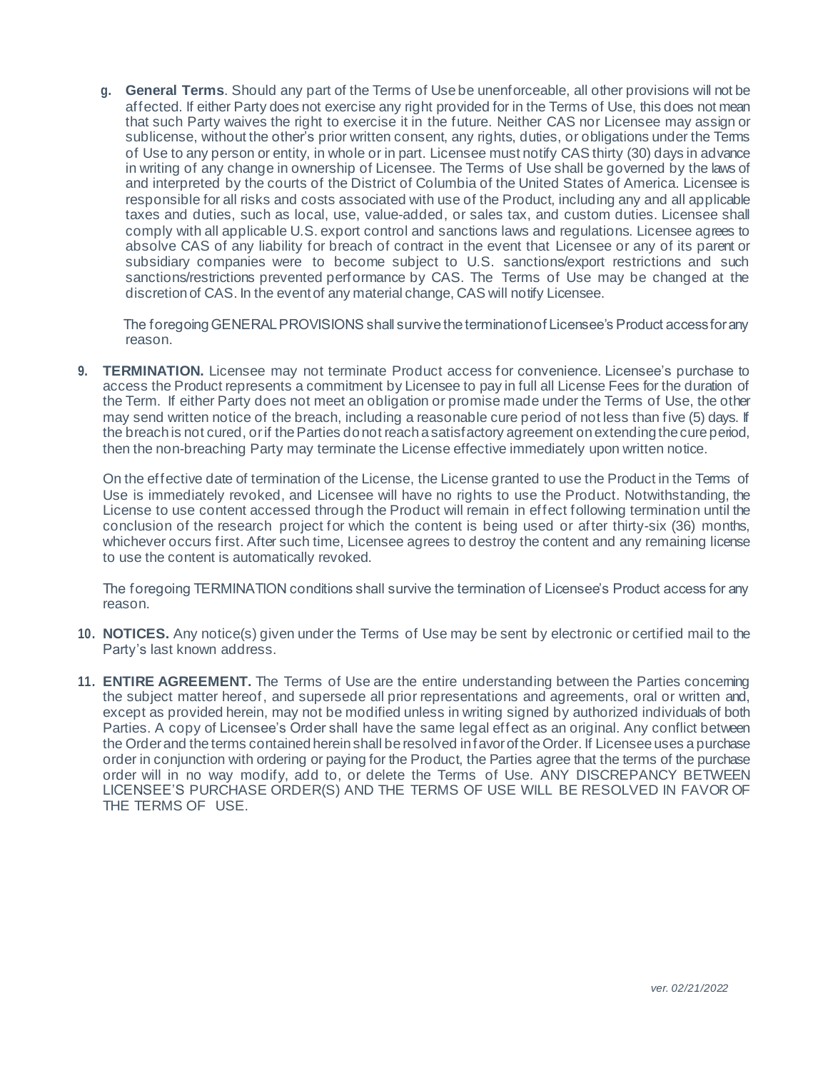g. **General Terms**. Should any part of the Terms of Use be unenforceable, all other provisions will not be affected. If either Party does not exercise any right provided for in the Terms of Use, this does not mean that such Party waives the right to exercise it in the future. Neither CAS nor Licensee may assign or sublicense, without the other's prior written consent, any rights, duties, or obligations under the Terms of Use to any person or entity, in whole or in part. Licensee must notify CAS thirty (30) days in advance in writing of any change in ownership of Licensee. The Terms of Use shall be governed by the laws of and interpreted by the courts of the District of Columbia of the United States of America. Licensee is responsible for all risks and costs associated with use of the Product, including any and all applicable taxes and duties, such as local, use, value-added, or sales tax, and custom duties. Licensee shall comply with all applicable U.S. export control and sanctions laws and regulations. Licensee agrees to absolve CAS of any liability for breach of contract in the event that Licensee or any of its parent or subsidiary companies were to become subject to U.S. sanctions/export restrictions and such sanctions/restrictions prevented performance by CAS. The Terms of Use may be changed at the discretion of CAS. In the event of any material change, CAS will notify Licensee.

The foregoing GENERAL PROVISIONS shall survive the termination of Licensee's Product access for any reason.

9. **TERMINATION.** Licensee may not terminate Product access for convenience. Licensee's purchase to access the Product represents a commitment by Licensee to pay in full all License Fees for the duration of the Term. If either Party does not meet an obligation or promise made under the Terms of Use, the other may send written notice of the breach, including a reasonable cure period of not less than five (5) days. If the breach is not cured, or if the Parties do not reach a satisfactory agreement on extending the cure period, then the non-breaching Party may terminate the License effective immediately upon written notice.

   On the effective date of termination of the License, the License granted to use the Product in the Terms of Use is immediately revoked, and Licensee will have no rights to use the Product. Notwithstanding, the License to use content accessed through the Product will remain in effect following termination until the conclusion of the research project for which the content is being used or after thirty-six (36) months, whichever occurs first. After such time, Licensee agrees to destroy the content and any remaining license to use the content is automatically revoked.

   The foregoing TERMINATION conditions shall survive the termination of Licensee's Product access for any reason.

10. **NOTICES.** Any notice(s) given under the Terms of Use may be sent by electronic or certified mail to the Party's last known address.

11. **ENTIRE AGREEMENT.** The Terms of Use are the entire understanding between the Parties concerning the subject matter hereof, and supersede all prior representations and agreements, oral or written and, except as provided herein, may not be modified unless in writing signed by authorized individuals of both Parties. A copy of Licensee's Order shall have the same legal effect as an original. Any conflict between the Order and the terms contained herein shall be resolved in favor of the Order. If Licensee uses a purchase order in conjunction with ordering or paying for the Product, the Parties agree that the terms of the purchase order will in no way modify, add to, or delete the Terms of Use. ANY DISCREPANCY BETWEEN LICENSEE'S PURCHASE ORDER(S) AND THE TERMS OF USE WILL BE RESOLVED IN FAVOR OF THE TERMS OF USE.

*ver. 02/21/2022*